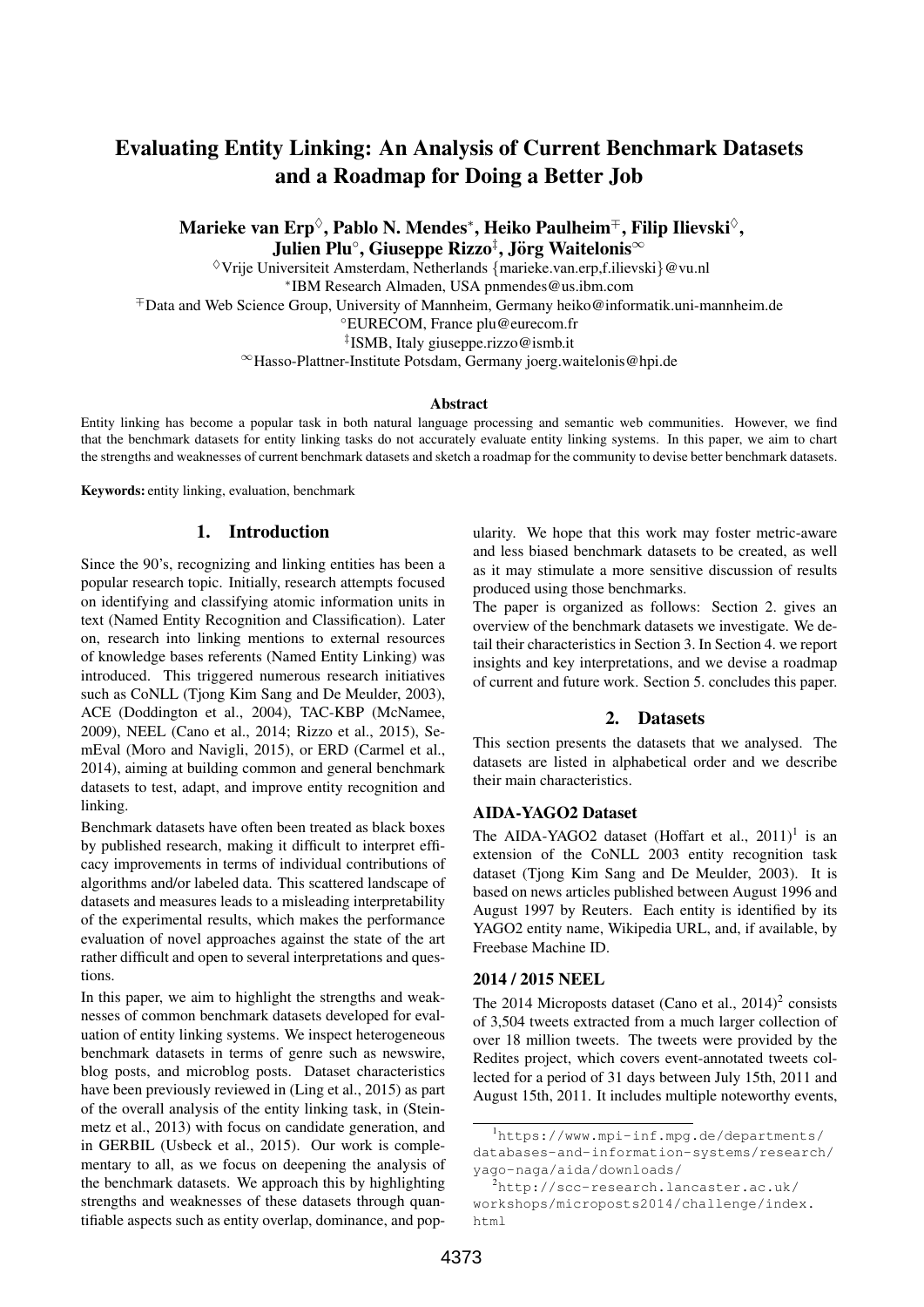# Evaluating Entity Linking: An Analysis of Current Benchmark Datasets and a Roadmap for Doing a Better Job

**Marieke van Erp[◊], Pablo N. Mendes[*], Heiko Paulheim[∓], Filip Ilievski[◊], Julien Plu[°], Giuseppe Rizzo[‡], Jörg Waitelonis[∞]**

[◊]Vrije Universiteit Amsterdam, Netherlands {marieke.van.erp,f.ilievski}@vu.nl
[*]IBM Research Almaden, USA pnmendes@us.ibm.com
[∓]Data and Web Science Group, University of Mannheim, Germany heiko@informatik.uni-mannheim.de
[°]EURECOM, France plu@eurecom.fr
[‡]ISMB, Italy giuseppe.rizzo@ismb.it
[∞]Hasso-Plattner-Institute Potsdam, Germany joerg.waitelonis@hpi.de

**Abstract**

Entity linking has become a popular task in both natural language processing and semantic web communities. However, we find that the benchmark datasets for entity linking tasks do not accurately evaluate entity linking systems. In this paper, we aim to chart the strengths and weaknesses of current benchmark datasets and sketch a roadmap for the community to devise better benchmark datasets.

**Keywords:** entity linking, evaluation, benchmark

## 1. Introduction

Since the 90's, recognizing and linking entities has been a popular research topic. Initially, research attempts focused on identifying and classifying atomic information units in text (Named Entity Recognition and Classification). Later on, research into linking mentions to external resources of knowledge bases referents (Named Entity Linking) was introduced. This triggered numerous research initiatives such as CoNLL (Tjong Kim Sang and De Meulder, 2003), ACE (Doddington et al., 2004), TAC-KBP (McNamee, 2009), NEEL (Cano et al., 2014; Rizzo et al., 2015), SemEval (Moro and Navigli, 2015), or ERD (Carmel et al., 2014), aiming at building common and general benchmark datasets to test, adapt, and improve entity recognition and linking.

Benchmark datasets have often been treated as black boxes by published research, making it difficult to interpret efficacy improvements in terms of individual contributions of algorithms and/or labeled data. This scattered landscape of datasets and measures leads to a misleading interpretability of the experimental results, which makes the performance evaluation of novel approaches against the state of the art rather difficult and open to several interpretations and questions.

In this paper, we aim to highlight the strengths and weaknesses of common benchmark datasets developed for evaluation of entity linking systems. We inspect heterogeneous benchmark datasets in terms of genre such as newswire, blog posts, and microblog posts. Dataset characteristics have been previously reviewed in (Ling et al., 2015) as part of the overall analysis of the entity linking task, in (Steinmetz et al., 2013) with focus on candidate generation, and in GERBIL (Usbeck et al., 2015). Our work is complementary to all, as we focus on deepening the analysis of the benchmark datasets. We approach this by highlighting strengths and weaknesses of these datasets through quantifiable aspects such as entity overlap, dominance, and popularity. We hope that this work may foster metric-aware and less biased benchmark datasets to be created, as well as it may stimulate a more sensitive discussion of results produced using those benchmarks.

The paper is organized as follows: Section 2. gives an overview of the benchmark datasets we investigate. We detail their characteristics in Section 3. In Section 4. we report insights and key interpretations, and we devise a roadmap of current and future work. Section 5. concludes this paper.

## 2. Datasets

This section presents the datasets that we analysed. The datasets are listed in alphabetical order and we describe their main characteristics.

### AIDA-YAGO2 Dataset

The AIDA-YAGO2 dataset (Hoffart et al., 2011)[1] is an extension of the CoNLL 2003 entity recognition task dataset (Tjong Kim Sang and De Meulder, 2003). It is based on news articles published between August 1996 and August 1997 by Reuters. Each entity is identified by its YAGO2 entity name, Wikipedia URL, and, if available, by Freebase Machine ID.

### 2014 / 2015 NEEL

The 2014 Microposts dataset (Cano et al., 2014)[2] consists of 3,504 tweets extracted from a much larger collection of over 18 million tweets. The tweets were provided by the Redites project, which covers event-annotated tweets collected for a period of 31 days between July 15th, 2011 and August 15th, 2011. It includes multiple noteworthy events,

[1] https://www.mpi-inf.mpg.de/departments/databases-and-information-systems/research/yago-naga/aida/downloads/

[2] http://scc-research.lancaster.ac.uk/workshops/microposts2014/challenge/index.html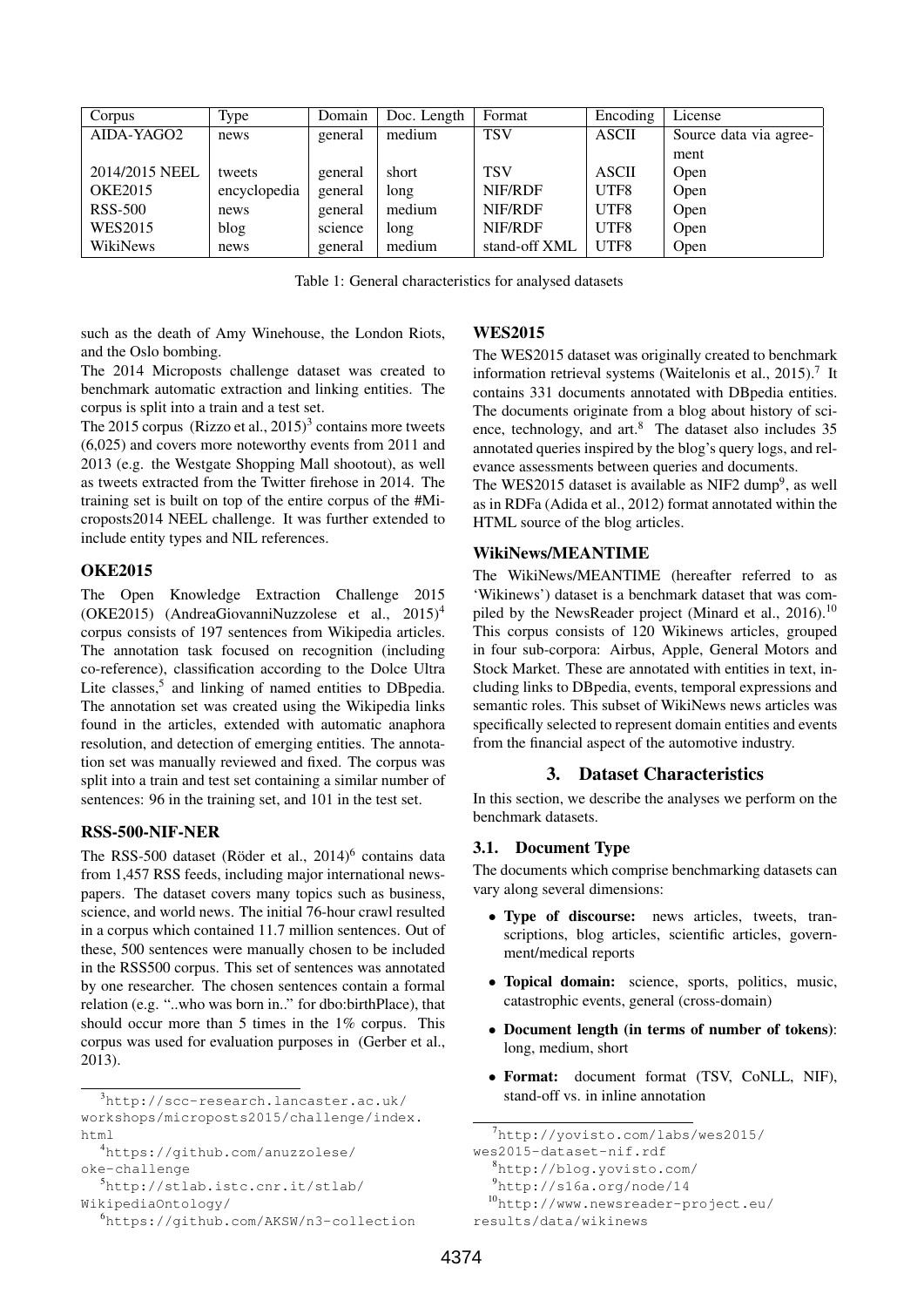| Corpus | Type | Domain | Doc. Length | Format | Encoding | License |
|---|---|---|---|---|---|---|
| AIDA-YAGO2 | news | general | medium | TSV | ASCII | Source data via agreement |
| 2014/2015 NEEL | tweets | general | short | TSV | ASCII | Open |
| OKE2015 | encyclopedia | general | long | NIF/RDF | UTF8 | Open |
| RSS-500 | news | general | medium | NIF/RDF | UTF8 | Open |
| WES2015 | blog | science | long | NIF/RDF | UTF8 | Open |
| WikiNews | news | general | medium | stand-off XML | UTF8 | Open |

Table 1: General characteristics for analysed datasets

such as the death of Amy Winehouse, the London Riots, and the Oslo bombing.

The 2014 Microposts challenge dataset was created to benchmark automatic extraction and linking entities. The corpus is split into a train and a test set.

The 2015 corpus (Rizzo et al., 2015)[3] contains more tweets (6,025) and covers more noteworthy events from 2011 and 2013 (e.g. the Westgate Shopping Mall shootout), as well as tweets extracted from the Twitter firehose in 2014. The training set is built on top of the entire corpus of the #Microposts2014 NEEL challenge. It was further extended to include entity types and NIL references.

### OKE2015

The Open Knowledge Extraction Challenge 2015 (OKE2015) (AndreaGiovanniNuzzolese et al., 2015)[4] corpus consists of 197 sentences from Wikipedia articles. The annotation task focused on recognition (including co-reference), classification according to the Dolce Ultra Lite classes,[5] and linking of named entities to DBpedia. The annotation set was created using the Wikipedia links found in the articles, extended with automatic anaphora resolution, and detection of emerging entities. The annotation set was manually reviewed and fixed. The corpus was split into a train and test set containing a similar number of sentences: 96 in the training set, and 101 in the test set.

### RSS-500-NIF-NER

The RSS-500 dataset (Röder et al., 2014)[6] contains data from 1,457 RSS feeds, including major international newspapers. The dataset covers many topics such as business, science, and world news. The initial 76-hour crawl resulted in a corpus which contained 11.7 million sentences. Out of these, 500 sentences were manually chosen to be included in the RSS500 corpus. This set of sentences was annotated by one researcher. The chosen sentences contain a formal relation (e.g. "..who was born in.." for dbo:birthPlace), that should occur more than 5 times in the 1% corpus. This corpus was used for evaluation purposes in (Gerber et al., 2013).

### WES2015

The WES2015 dataset was originally created to benchmark information retrieval systems (Waitelonis et al., 2015).[7] It contains 331 documents annotated with DBpedia entities. The documents originate from a blog about history of science, technology, and art.[8] The dataset also includes 35 annotated queries inspired by the blog's query logs, and relevance assessments between queries and documents.

The WES2015 dataset is available as NIF2 dump[9], as well as in RDFa (Adida et al., 2012) format annotated within the HTML source of the blog articles.

### WikiNews/MEANTIME

The WikiNews/MEANTIME (hereafter referred to as 'Wikinews') dataset is a benchmark dataset that was compiled by the NewsReader project (Minard et al., 2016).[10] This corpus consists of 120 Wikinews articles, grouped in four sub-corpora: Airbus, Apple, General Motors and Stock Market. These are annotated with entities in text, including links to DBpedia, events, temporal expressions and semantic roles. This subset of WikiNews news articles was specifically selected to represent domain entities and events from the financial aspect of the automotive industry.

## 3. Dataset Characteristics

In this section, we describe the analyses we perform on the benchmark datasets.

### 3.1. Document Type

The documents which comprise benchmarking datasets can vary along several dimensions:

- **Type of discourse:** news articles, tweets, transcriptions, blog articles, scientific articles, government/medical reports
- **Topical domain:** science, sports, politics, music, catastrophic events, general (cross-domain)
- **Document length (in terms of number of tokens)**: long, medium, short
- **Format:** document format (TSV, CoNLL, NIF), stand-off vs. in inline annotation

[3] http://scc-research.lancaster.ac.uk/workshops/microposts2015/challenge/index.html

[4] https://github.com/anuzzolese/oke-challenge

[5] http://stlab.istc.cnr.it/stlab/WikipediaOntology/

[6] https://github.com/AKSW/n3-collection

[7] http://yovisto.com/labs/wes2015/wes2015-dataset-nif.rdf

[8] http://blog.yovisto.com/

[9] http://s16a.org/node/14

[10] http://www.newsreader-project.eu/results/data/wikinews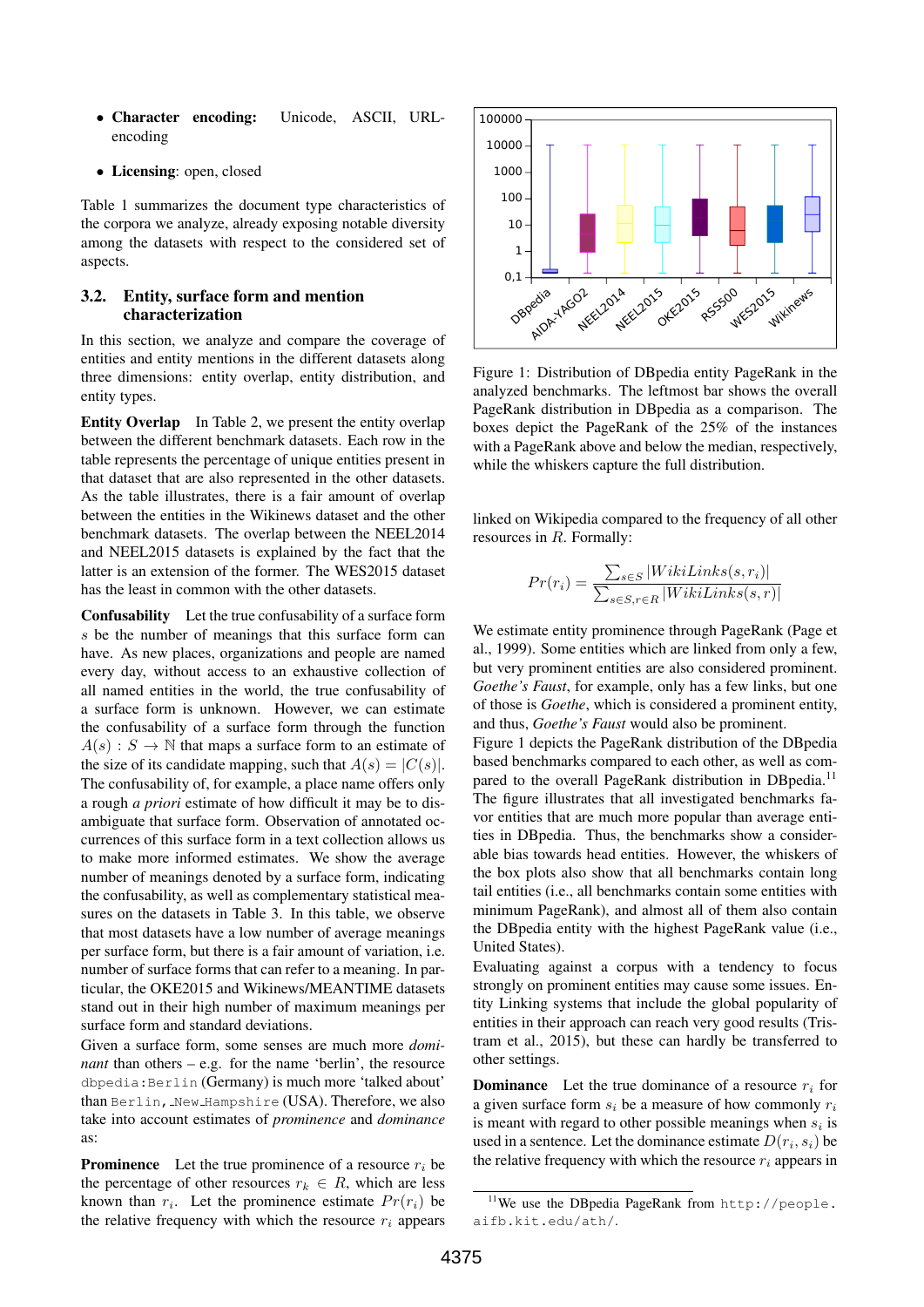- **Character encoding:** Unicode, ASCII, URL-encoding
- **Licensing**: open, closed

Table 1 summarizes the document type characteristics of the corpora we analyze, already exposing notable diversity among the datasets with respect to the considered set of aspects.

## 3.2. Entity, surface form and mention characterization

In this section, we analyze and compare the coverage of entities and entity mentions in the different datasets along three dimensions: entity overlap, entity distribution, and entity types.

**Entity Overlap** In Table 2, we present the entity overlap between the different benchmark datasets. Each row in the table represents the percentage of unique entities present in that dataset that are also represented in the other datasets. As the table illustrates, there is a fair amount of overlap between the entities in the Wikinews dataset and the other benchmark datasets. The overlap between the NEEL2014 and NEEL2015 datasets is explained by the fact that the latter is an extension of the former. The WES2015 dataset has the least in common with the other datasets.

**Confusability** Let the true confusability of a surface form $s$ be the number of meanings that this surface form can have. As new places, organizations and people are named every day, without access to an exhaustive collection of all named entities in the world, the true confusability of a surface form is unknown. However, we can estimate the confusability of a surface form through the function $A(s) : S \rightarrow \mathbb{N}$ that maps a surface form to an estimate of the size of its candidate mapping, such that $A(s) = |C(s)|$. The confusability of, for example, a place name offers only a rough *a priori* estimate of how difficult it may be to disambiguate that surface form. Observation of annotated occurrences of this surface form in a text collection allows us to make more informed estimates. We show the average number of meanings denoted by a surface form, indicating the confusability, as well as complementary statistical measures on the datasets in Table 3. In this table, we observe that most datasets have a low number of average meanings per surface form, but there is a fair amount of variation, i.e. number of surface forms that can refer to a meaning. In particular, the OKE2015 and Wikinews/MEANTIME datasets stand out in their high number of maximum meanings per surface form and standard deviations.

Given a surface form, some senses are much more *dominant* than others – e.g. for the name 'berlin', the resource `dbpedia:Berlin` (Germany) is much more 'talked about' than `Berlin,_New_Hampshire` (USA). Therefore, we also take into account estimates of *prominence* and *dominance* as:

**Prominence** Let the true prominence of a resource $r_i$ be the percentage of other resources $r_k \in R$, which are less known than $r_i$. Let the prominence estimate $Pr(r_i)$ be the relative frequency with which the resource $r_i$ appears linked on Wikipedia compared to the frequency of all other resources in $R$. Formally:

$$Pr(r_i) = \frac{\sum_{s \in S} |WikiLinks(s, r_i)|}{\sum_{s \in S, r \in R} |WikiLinks(s, r)|}$$

Figure 1: Distribution of DBpedia entity PageRank in the analyzed benchmarks. The leftmost bar shows the overall PageRank distribution in DBpedia as a comparison. The boxes depict the PageRank of the 25% of the instances with a PageRank above and below the median, respectively, while the whiskers capture the full distribution.

We estimate entity prominence through PageRank (Page et al., 1999). Some entities which are linked from only a few, but very prominent entities are also considered prominent. *Goethe's Faust*, for example, only has a few links, but one of those is *Goethe*, which is considered a prominent entity, and thus, *Goethe's Faust* would also be prominent.

Figure 1 depicts the PageRank distribution of the DBpedia based benchmarks compared to each other, as well as compared to the overall PageRank distribution in DBpedia.[11] The figure illustrates that all investigated benchmarks favor entities that are much more popular than average entities in DBpedia. Thus, the benchmarks show a considerable bias towards head entities. However, the whiskers of the box plots also show that all benchmarks contain long tail entities (i.e., all benchmarks contain some entities with minimum PageRank), and almost all of them also contain the DBpedia entity with the highest PageRank value (i.e., United States).

Evaluating against a corpus with a tendency to focus strongly on prominent entities may cause some issues. Entity Linking systems that include the global popularity of entities in their approach can reach very good results (Tristram et al., 2015), but these can hardly be transferred to other settings.

**Dominance** Let the true dominance of a resource $r_i$ for a given surface form $s_i$ be a measure of how commonly $r_i$ is meant with regard to other possible meanings when $s_i$ is used in a sentence. Let the dominance estimate $D(r_i, s_i)$ be the relative frequency with which the resource $r_i$ appears in

[11] We use the DBpedia PageRank from `http://people.aifb.kit.edu/ath/`.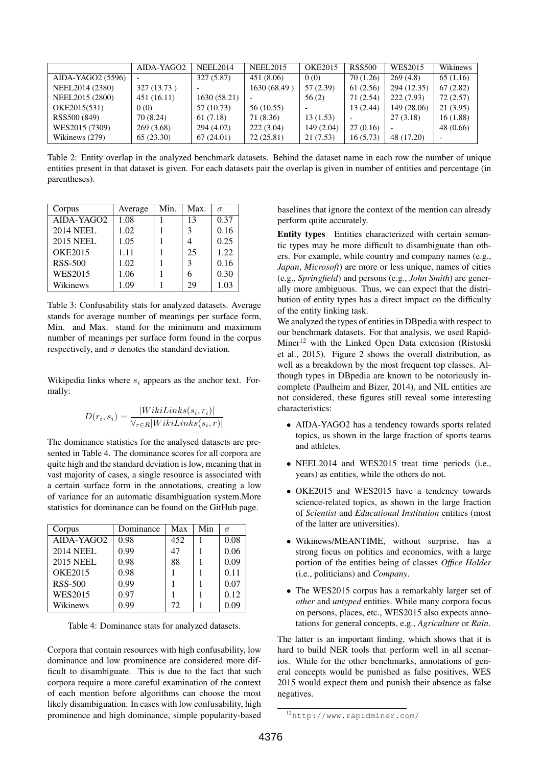| | AIDA-YAGO2 | NEEL2014 | NEEL2015 | OKE2015 | RSS500 | WES2015 | Wikinews |
|---|---|---|---|---|---|---|---|
| AIDA-YAGO2 (5596) | - | 327 (5.87) | 451 (8.06) | 0 (0) | 70 (1.26) | 269 (4.8) | 65 (1.16) |
| NEEL2014 (2380) | 327 (13.73 ) | - | 1630 (68.49 ) | 57 (2.39) | 61 (2.56) | 294 (12.35) | 67 (2.82) |
| NEEL2015 (2800) | 451 (16.11) | 1630 (58.21) | - | 56 (2) | 71 (2.54) | 222 (7.93) | 72 (2.57) |
| OKE2015(531) | 0 (0) | 57 (10.73) | 56 (10.55) | - | 13 (2.44) | 149 (28.06) | 21 (3.95) |
| RSS500 (849) | 70 (8.24) | 61 (7.18) | 71 (8.36) | 13 (1.53) | - | 27 (3.18) | 16 (1.88) |
| WES2015 (7309) | 269 (3.68) | 294 (4.02) | 222 (3.04) | 149 (2.04) | 27 (0.16) | - | 48 (0.66) |
| Wikinews (279) | 65 (23.30) | 67 (24.01) | 72 (25.81) | 21 (7.53) | 16 (5.73) | 48 (17.20) | - |

Table 2: Entity overlap in the analyzed benchmark datasets. Behind the dataset name in each row the number of unique entities present in that dataset is given. For each datasets pair the overlap is given in number of entities and percentage (in parentheses).

| Corpus | Average | Min. | Max. | $\sigma$ |
|---|---|---|---|---|
| AIDA-YAGO2 | 1.08 | 1 | 13 | 0.37 |
| 2014 NEEL | 1.02 | 1 | 3 | 0.16 |
| 2015 NEEL | 1.05 | 1 | 4 | 0.25 |
| OKE2015 | 1.11 | 1 | 25 | 1.22 |
| RSS-500 | 1.02 | 1 | 3 | 0.16 |
| WES2015 | 1.06 | 1 | 6 | 0.30 |
| Wikinews | 1.09 | 1 | 29 | 1.03 |

Table 3: Confusability stats for analyzed datasets. Average stands for average number of meanings per surface form, Min. and Max. stand for the minimum and maximum number of meanings per surface form found in the corpus respectively, and $\sigma$ denotes the standard deviation.

Wikipedia links where $s_i$ appears as the anchor text. Formally:

$$D(r_i, s_i) = \frac{|WikiLinks(s_i, r_i)|}{\forall_{r \in R} |WikiLinks(s_i, r)|}$$

The dominance statistics for the analysed datasets are presented in Table 4. The dominance scores for all corpora are quite high and the standard deviation is low, meaning that in vast majority of cases, a single resource is associated with a certain surface form in the annotations, creating a low of variance for an automatic disambiguation system.More statistics for dominance can be found on the GitHub page.

| Corpus | Dominance | Max | Min | $\sigma$ |
|---|---|---|---|---|
| AIDA-YAGO2 | 0.98 | 452 | 1 | 0.08 |
| 2014 NEEL | 0.99 | 47 | 1 | 0.06 |
| 2015 NEEL | 0.98 | 88 | 1 | 0.09 |
| OKE2015 | 0.98 | 1 | 1 | 0.11 |
| RSS-500 | 0.99 | 1 | 1 | 0.07 |
| WES2015 | 0.97 | 1 | 1 | 0.12 |
| Wikinews | 0.99 | 72 | 1 | 0.09 |

Table 4: Dominance stats for analyzed datasets.

Corpora that contain resources with high confusability, low dominance and low prominence are considered more difficult to disambiguate. This is due to the fact that such corpora require a more careful examination of the context of each mention before algorithms can choose the most likely disambiguation. In cases with low confusability, high prominence and high dominance, simple popularity-based baselines that ignore the context of the mention can already perform quite accurately.

**Entity types** Entities characterized with certain semantic types may be more difficult to disambiguate than others. For example, while country and company names (e.g., *Japan*, *Microsoft*) are more or less unique, names of cities (e.g., *Springfield*) and persons (e.g., *John Smith*) are generally more ambiguous. Thus, we can expect that the distribution of entity types has a direct impact on the difficulty of the entity linking task.

We analyzed the types of entities in DBpedia with respect to our benchmark datasets. For that analysis, we used RapidMiner[12] with the Linked Open Data extension (Ristoski et al., 2015). Figure 2 shows the overall distribution, as well as a breakdown by the most frequent top classes. Although types in DBpedia are known to be notoriously incomplete (Paulheim and Bizer, 2014), and NIL entities are not considered, these figures still reveal some interesting characteristics:

- AIDA-YAGO2 has a tendency towards sports related topics, as shown in the large fraction of sports teams and athletes.
- NEEL2014 and WES2015 treat time periods (i.e., years) as entities, while the others do not.
- OKE2015 and WES2015 have a tendency towards science-related topics, as shown in the large fraction of *Scientist* and *Educational Institution* entities (most of the latter are universities).
- Wikinews/MEANTIME, without surprise, has a strong focus on politics and economics, with a large portion of the entities being of classes *Office Holder* (i.e., politicians) and *Company*.
- The WES2015 corpus has a remarkably larger set of *other* and *untyped* entities. While many corpora focus on persons, places, etc., WES2015 also expects annotations for general concepts, e.g., *Agriculture* or *Rain*.

The latter is an important finding, which shows that it is hard to build NER tools that perform well in all scenarios. While for the other benchmarks, annotations of general concepts would be punished as false positives, WES 2015 would expect them and punish their absence as false negatives.

[12] `http://www.rapidminer.com/`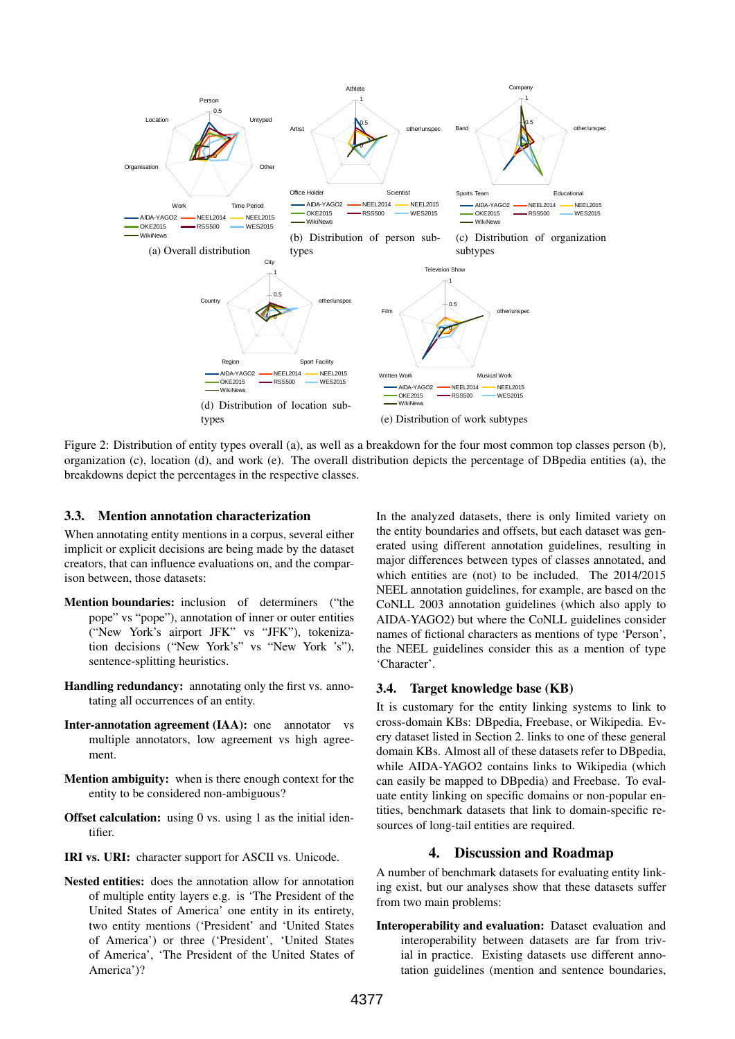(a) Overall distribution

(b) Distribution of person subtypes

(c) Distribution of organization subtypes

(d) Distribution of location subtypes

(e) Distribution of work subtypes

Figure 2: Distribution of entity types overall (a), as well as a breakdown for the four most common top classes person (b), organization (c), location (d), and work (e). The overall distribution depicts the percentage of DBpedia entities (a), the breakdowns depict the percentages in the respective classes.

### 3.3. Mention annotation characterization

When annotating entity mentions in a corpus, several either implicit or explicit decisions are being made by the dataset creators, that can influence evaluations on, and the comparison between, those datasets:

**Mention boundaries:** inclusion of determiners ("the pope" vs "pope"), annotation of inner or outer entities ("New York's airport JFK" vs "JFK"), tokenization decisions ("New York's" vs "New York 's"), sentence-splitting heuristics.

**Handling redundancy:** annotating only the first vs. annotating all occurrences of an entity.

**Inter-annotation agreement (IAA):** one annotator vs multiple annotators, low agreement vs high agreement.

**Mention ambiguity:** when is there enough context for the entity to be considered non-ambiguous?

**Offset calculation:** using 0 vs. using 1 as the initial identifier.

**IRI vs. URI:** character support for ASCII vs. Unicode.

**Nested entities:** does the annotation allow for annotation of multiple entity layers e.g. is 'The President of the United States of America' one entity in its entirety, two entity mentions ('President' and 'United States of America') or three ('President', 'United States of America', 'The President of the United States of America')?

In the analyzed datasets, there is only limited variety on the entity boundaries and offsets, but each dataset was generated using different annotation guidelines, resulting in major differences between types of classes annotated, and which entities are (not) to be included. The 2014/2015 NEEL annotation guidelines, for example, are based on the CoNLL 2003 annotation guidelines (which also apply to AIDA-YAGO2) but where the CoNLL guidelines consider names of fictional characters as mentions of type 'Person', the NEEL guidelines consider this as a mention of type 'Character'.

### 3.4. Target knowledge base (KB)

It is customary for the entity linking systems to link to cross-domain KBs: DBpedia, Freebase, or Wikipedia. Every dataset listed in Section 2. links to one of these general domain KBs. Almost all of these datasets refer to DBpedia, while AIDA-YAGO2 contains links to Wikipedia (which can easily be mapped to DBpedia) and Freebase. To evaluate entity linking on specific domains or non-popular entities, benchmark datasets that link to domain-specific resources of long-tail entities are required.

## 4. Discussion and Roadmap

A number of benchmark datasets for evaluating entity linking exist, but our analyses show that these datasets suffer from two main problems:

**Interoperability and evaluation:** Dataset evaluation and interoperability between datasets are far from trivial in practice. Existing datasets use different annotation guidelines (mention and sentence boundaries,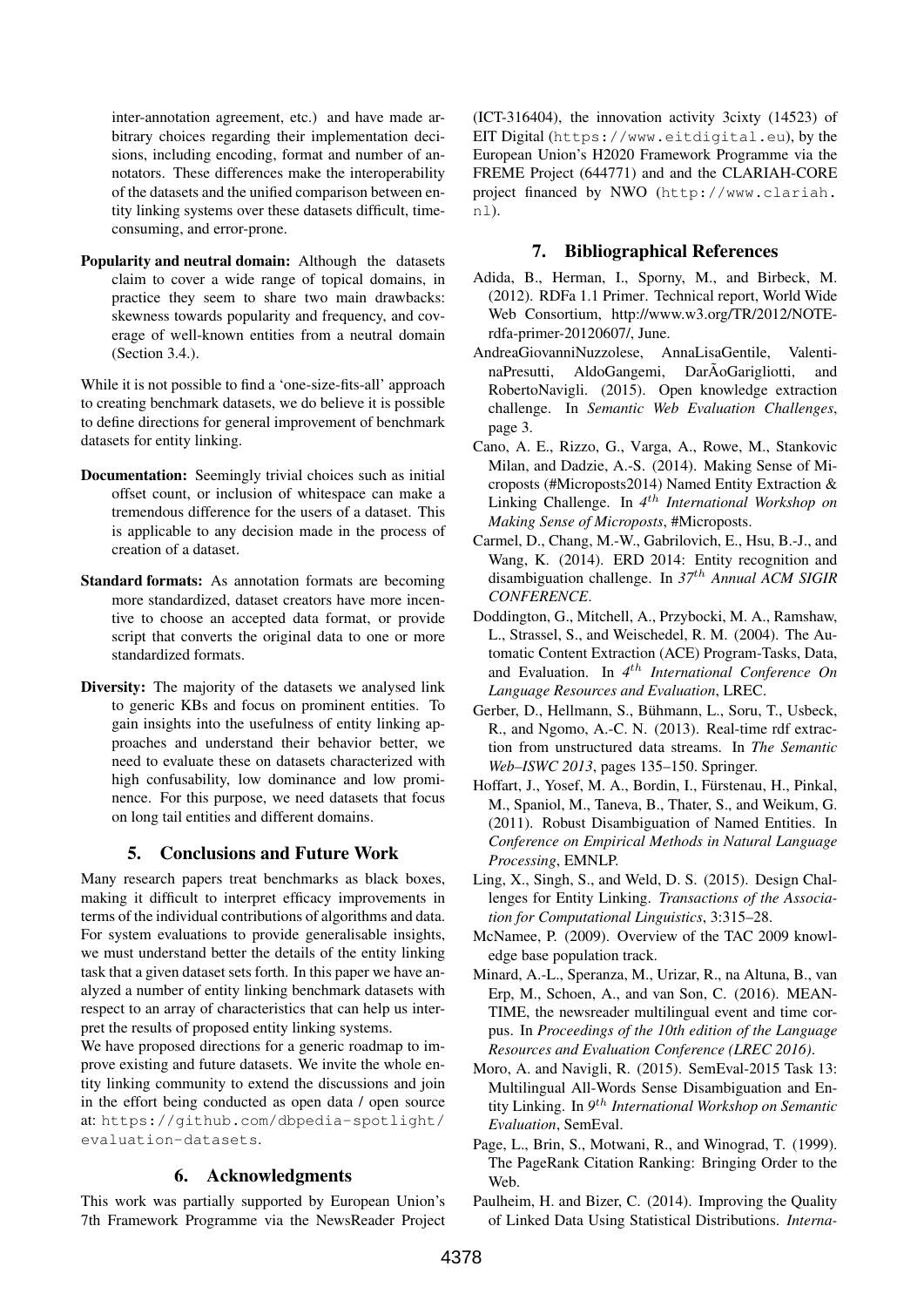inter-annotation agreement, etc.) and have made arbitrary choices regarding their implementation decisions, including encoding, format and number of annotators. These differences make the interoperability of the datasets and the unified comparison between entity linking systems over these datasets difficult, time-consuming, and error-prone.

**Popularity and neutral domain:** Although the datasets claim to cover a wide range of topical domains, in practice they seem to share two main drawbacks: skewness towards popularity and frequency, and coverage of well-known entities from a neutral domain (Section 3.4.).

While it is not possible to find a 'one-size-fits-all' approach to creating benchmark datasets, we do believe it is possible to define directions for general improvement of benchmark datasets for entity linking.

**Documentation:** Seemingly trivial choices such as initial offset count, or inclusion of whitespace can make a tremendous difference for the users of a dataset. This is applicable to any decision made in the process of creation of a dataset.

**Standard formats:** As annotation formats are becoming more standardized, dataset creators have more incentive to choose an accepted data format, or provide script that converts the original data to one or more standardized formats.

**Diversity:** The majority of the datasets we analysed link to generic KBs and focus on prominent entities. To gain insights into the usefulness of entity linking approaches and understand their behavior better, we need to evaluate these on datasets characterized with high confusability, low dominance and low prominence. For this purpose, we need datasets that focus on long tail entities and different domains.

## 5. Conclusions and Future Work

Many research papers treat benchmarks as black boxes, making it difficult to interpret efficacy improvements in terms of the individual contributions of algorithms and data. For system evaluations to provide generalisable insights, we must understand better the details of the entity linking task that a given dataset sets forth. In this paper we have analyzed a number of entity linking benchmark datasets with respect to an array of characteristics that can help us interpret the results of proposed entity linking systems.

We have proposed directions for a generic roadmap to improve existing and future datasets. We invite the whole entity linking community to extend the discussions and join in the effort being conducted as open data / open source at: `https://github.com/dbpedia-spotlight/evaluation-datasets`.

## 6. Acknowledgments

This work was partially supported by European Union's 7th Framework Programme via the NewsReader Project (ICT-316404), the innovation activity 3cixty (14523) of EIT Digital (`https://www.eitdigital.eu`), by the European Union's H2020 Framework Programme via the FREME Project (644771) and and the CLARIAH-CORE project financed by NWO (`http://www.clariah.nl`).

## 7. Bibliographical References

Adida, B., Herman, I., Sporny, M., and Birbeck, M. (2012). RDFa 1.1 Primer. Technical report, World Wide Web Consortium, http://www.w3.org/TR/2012/NOTE-rdfa-primer-20120607/, June.

AndreaGiovanniNuzzolese, AnnaLisaGentile, ValentinaPresutti, AldoGangemi, DarÃoGarigliotti, and RobertoNavigli. (2015). Open knowledge extraction challenge. In *Semantic Web Evaluation Challenges*, page 3.

Cano, A. E., Rizzo, G., Varga, A., Rowe, M., Stankovic Milan, and Dadzie, A.-S. (2014). Making Sense of Microposts (#Microposts2014) Named Entity Extraction & Linking Challenge. In *4$^{th}$ International Workshop on Making Sense of Microposts*, #Microposts.

Carmel, D., Chang, M.-W., Gabrilovich, E., Hsu, B.-J., and Wang, K. (2014). ERD 2014: Entity recognition and disambiguation challenge. In *37$^{th}$ Annual ACM SIGIR CONFERENCE*.

Doddington, G., Mitchell, A., Przybocki, M. A., Ramshaw, L., Strassel, S., and Weischedel, R. M. (2004). The Automatic Content Extraction (ACE) Program-Tasks, Data, and Evaluation. In *4$^{th}$ International Conference On Language Resources and Evaluation*, LREC.

Gerber, D., Hellmann, S., Bühmann, L., Soru, T., Usbeck, R., and Ngomo, A.-C. N. (2013). Real-time rdf extraction from unstructured data streams. In *The Semantic Web–ISWC 2013*, pages 135–150. Springer.

Hoffart, J., Yosef, M. A., Bordin, I., Fürstenau, H., Pinkal, M., Spaniol, M., Taneva, B., Thater, S., and Weikum, G. (2011). Robust Disambiguation of Named Entities. In *Conference on Empirical Methods in Natural Language Processing*, EMNLP.

Ling, X., Singh, S., and Weld, D. S. (2015). Design Challenges for Entity Linking. *Transactions of the Association for Computational Linguistics*, 3:315–28.

McNamee, P. (2009). Overview of the TAC 2009 knowledge base population track.

Minard, A.-L., Speranza, M., Urizar, R., na Altuna, B., van Erp, M., Schoen, A., and van Son, C. (2016). MEANTIME, the newsreader multilingual event and time corpus. In *Proceedings of the 10th edition of the Language Resources and Evaluation Conference (LREC 2016)*.

Moro, A. and Navigli, R. (2015). SemEval-2015 Task 13: Multilingual All-Words Sense Disambiguation and Entity Linking. In *9$^{th}$ International Workshop on Semantic Evaluation*, SemEval.

Page, L., Brin, S., Motwani, R., and Winograd, T. (1999). The PageRank Citation Ranking: Bringing Order to the Web.

Paulheim, H. and Bizer, C. (2014). Improving the Quality of Linked Data Using Statistical Distributions. *Interna-*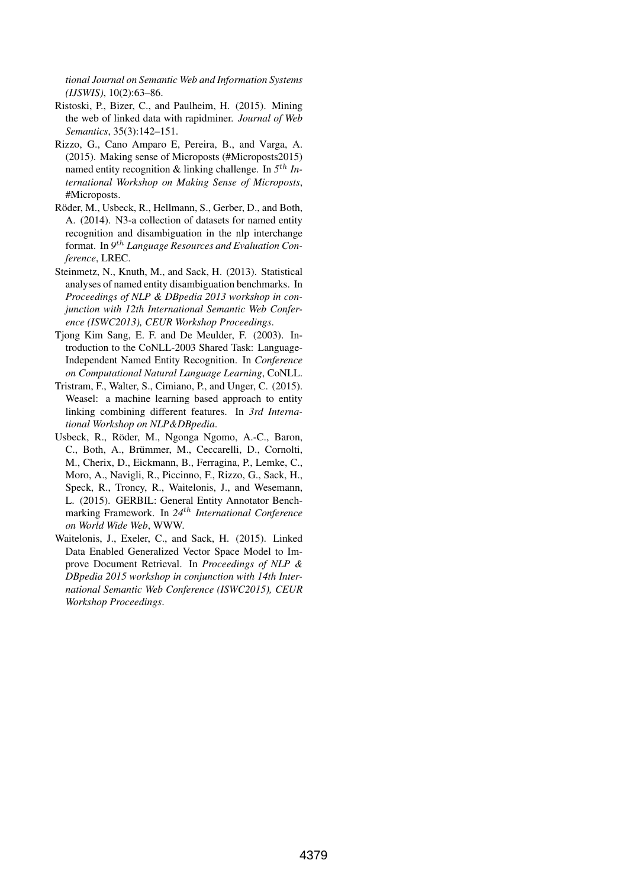*tional Journal on Semantic Web and Information Systems (IJSWIS)*, 10(2):63–86.

Ristoski, P., Bizer, C., and Paulheim, H. (2015). Mining the web of linked data with rapidminer. *Journal of Web Semantics*, 35(3):142–151.

Rizzo, G., Cano Amparo E, Pereira, B., and Varga, A. (2015). Making sense of Microposts (#Microposts2015) named entity recognition & linking challenge. In *5$^{th}$ International Workshop on Making Sense of Microposts*, #Microposts.

Röder, M., Usbeck, R., Hellmann, S., Gerber, D., and Both, A. (2014). N3-a collection of datasets for named entity recognition and disambiguation in the nlp interchange format. In *9$^{th}$ Language Resources and Evaluation Conference*, LREC.

Steinmetz, N., Knuth, M., and Sack, H. (2013). Statistical analyses of named entity disambiguation benchmarks. In *Proceedings of NLP & DBpedia 2013 workshop in conjunction with 12th International Semantic Web Conference (ISWC2013), CEUR Workshop Proceedings*.

Tjong Kim Sang, E. F. and De Meulder, F. (2003). Introduction to the CoNLL-2003 Shared Task: Language-Independent Named Entity Recognition. In *Conference on Computational Natural Language Learning*, CoNLL.

Tristram, F., Walter, S., Cimiano, P., and Unger, C. (2015). Weasel: a machine learning based approach to entity linking combining different features. In *3rd International Workshop on NLP&DBpedia*.

Usbeck, R., Röder, M., Ngonga Ngomo, A.-C., Baron, C., Both, A., Brümmer, M., Ceccarelli, D., Cornolti, M., Cherix, D., Eickmann, B., Ferragina, P., Lemke, C., Moro, A., Navigli, R., Piccinno, F., Rizzo, G., Sack, H., Speck, R., Troncy, R., Waitelonis, J., and Wesemann, L. (2015). GERBIL: General Entity Annotator Benchmarking Framework. In *24$^{th}$ International Conference on World Wide Web*, WWW.

Waitelonis, J., Exeler, C., and Sack, H. (2015). Linked Data Enabled Generalized Vector Space Model to Improve Document Retrieval. In *Proceedings of NLP & DBpedia 2015 workshop in conjunction with 14th International Semantic Web Conference (ISWC2015), CEUR Workshop Proceedings*.